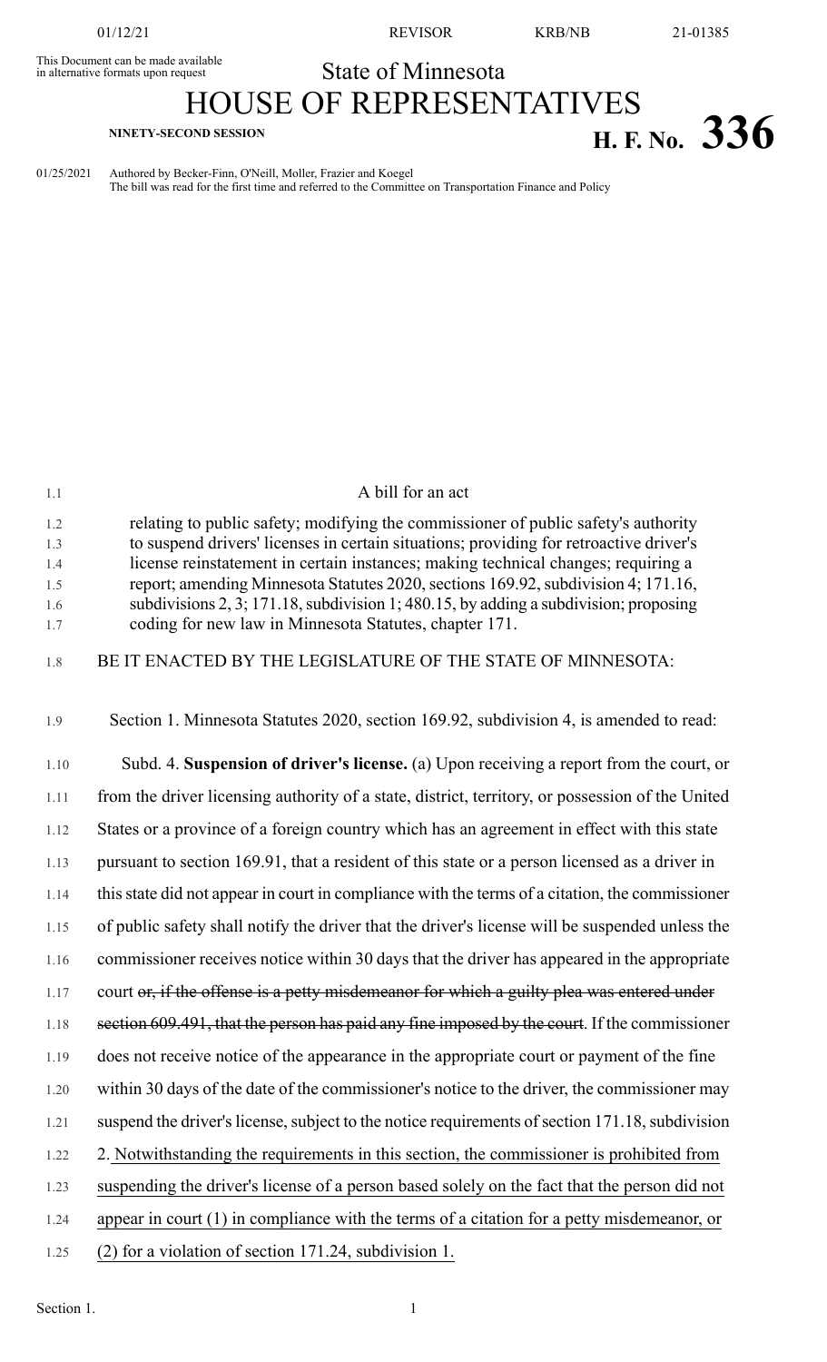This Document can be made available in alternative formats upon request

State of Minnesota

# HOUSE OF REPRESENTATIVES

NINETY-SECOND SESSION

**H. F. No. 336**

01/25/2021 Authored by Becker-Finn, O'Neill, Moller, Frazier and Koegel
The bill was read for the first time and referred to the Committee on Transportation Finance and Policy

A bill for an act

relating to public safety; modifying the commissioner of public safety's authority to suspend drivers' licenses in certain situations; providing for retroactive driver's license reinstatement in certain instances; making technical changes; requiring a report; amending Minnesota Statutes 2020, sections 169.92, subdivision 4; 171.16, subdivisions 2, 3; 171.18, subdivision 1; 480.15, by adding a subdivision; proposing coding for new law in Minnesota Statutes, chapter 171.

BE IT ENACTED BY THE LEGISLATURE OF THE STATE OF MINNESOTA:

Section 1. Minnesota Statutes 2020, section 169.92, subdivision 4, is amended to read:

Subd. 4. **Suspension of driver's license.** (a) Upon receiving a report from the court, or from the driver licensing authority of a state, district, territory, or possession of the United States or a province of a foreign country which has an agreement in effect with this state pursuant to section 169.91, that a resident of this state or a person licensed as a driver in this state did not appear in court in compliance with the terms of a citation, the commissioner of public safety shall notify the driver that the driver's license will be suspended unless the commissioner receives notice within 30 days that the driver has appeared in the appropriate court ~~or, if the offense is a petty misdemeanor for which a guilty plea was entered under section 609.491, that the person has paid any fine imposed by the court~~. If the commissioner does not receive notice of the appearance in the appropriate court or payment of the fine within 30 days of the date of the commissioner's notice to the driver, the commissioner may suspend the driver's license, subject to the notice requirements of section 171.18, subdivision 2. <u>Notwithstanding the requirements in this section, the commissioner is prohibited from suspending the driver's license of a person based solely on the fact that the person did not appear in court (1) in compliance with the terms of a citation for a petty misdemeanor, or (2) for a violation of section 171.24, subdivision 1.</u>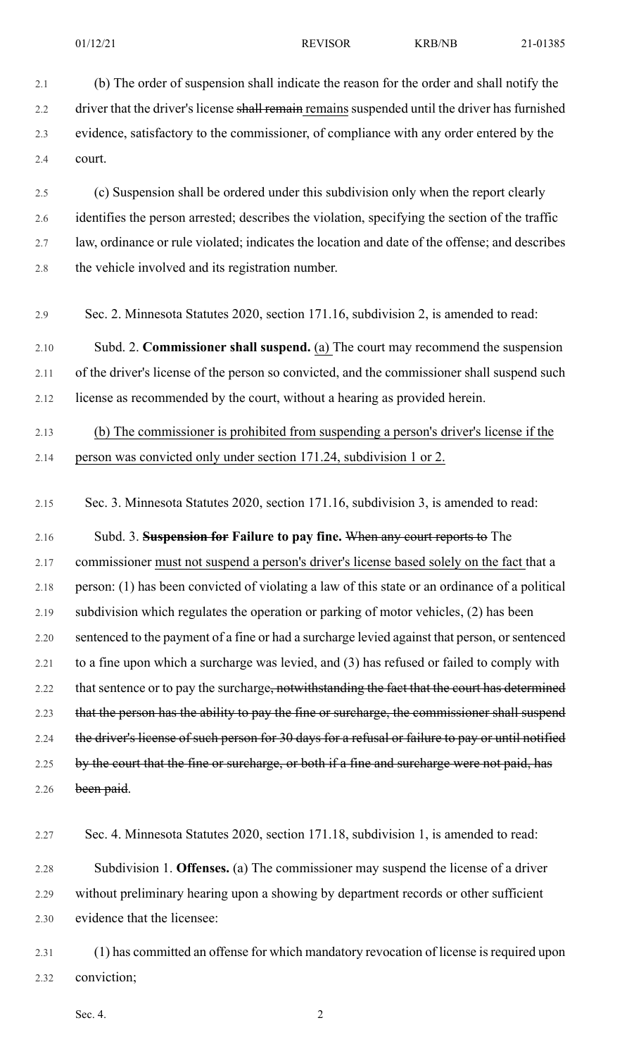(b) The order of suspension shall indicate the reason for the order and shall notify the driver that the driver's license ~~shall remain~~ <u>remains</u> suspended until the driver has furnished evidence, satisfactory to the commissioner, of compliance with any order entered by the court.

(c) Suspension shall be ordered under this subdivision only when the report clearly identifies the person arrested; describes the violation, specifying the section of the traffic law, ordinance or rule violated; indicates the location and date of the offense; and describes the vehicle involved and its registration number.

Sec. 2. Minnesota Statutes 2020, section 171.16, subdivision 2, is amended to read:

Subd. 2. **Commissioner shall suspend.** <u>(a)</u> The court may recommend the suspension of the driver's license of the person so convicted, and the commissioner shall suspend such license as recommended by the court, without a hearing as provided herein.

<u>(b) The commissioner is prohibited from suspending a person's driver's license if the person was convicted only under section 171.24, subdivision 1 or 2.</u>

Sec. 3. Minnesota Statutes 2020, section 171.16, subdivision 3, is amended to read:

Subd. 3. **~~Suspension for~~ Failure to pay fine.** ~~When any court reports to~~ The commissioner <u>must not suspend a person's driver's license based solely on the fact</u> that a person: (1) has been convicted of violating a law of this state or an ordinance of a political subdivision which regulates the operation or parking of motor vehicles, (2) has been sentenced to the payment of a fine or had a surcharge levied against that person, or sentenced to a fine upon which a surcharge was levied, and (3) has refused or failed to comply with that sentence or to pay the surcharge~~, notwithstanding the fact that the court has determined that the person has the ability to pay the fine or surcharge, the commissioner shall suspend the driver's license of such person for 30 days for a refusal or failure to pay or until notified by the court that the fine or surcharge, or both if a fine and surcharge were not paid, has been paid~~.

Sec. 4. Minnesota Statutes 2020, section 171.18, subdivision 1, is amended to read:

Subdivision 1. **Offenses.** (a) The commissioner may suspend the license of a driver without preliminary hearing upon a showing by department records or other sufficient evidence that the licensee:

(1) has committed an offense for which mandatory revocation of license is required upon conviction;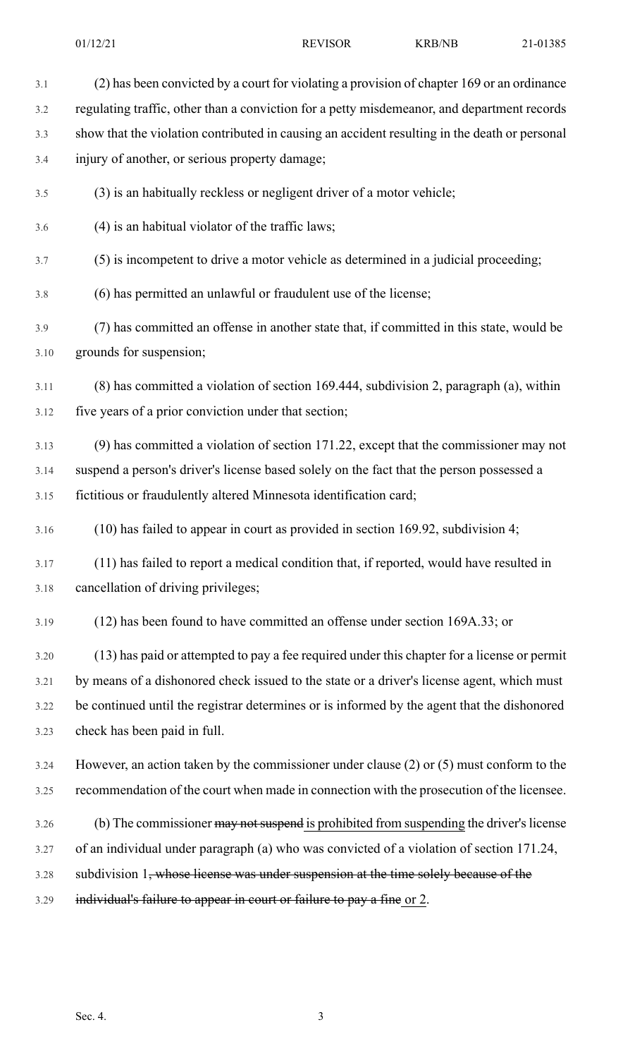(2) has been convicted by a court for violating a provision of chapter 169 or an ordinance regulating traffic, other than a conviction for a petty misdemeanor, and department records show that the violation contributed in causing an accident resulting in the death or personal injury of another, or serious property damage;

(3) is an habitually reckless or negligent driver of a motor vehicle;

(4) is an habitual violator of the traffic laws;

(5) is incompetent to drive a motor vehicle as determined in a judicial proceeding;

(6) has permitted an unlawful or fraudulent use of the license;

(7) has committed an offense in another state that, if committed in this state, would be grounds for suspension;

(8) has committed a violation of section 169.444, subdivision 2, paragraph (a), within five years of a prior conviction under that section;

(9) has committed a violation of section 171.22, except that the commissioner may not suspend a person's driver's license based solely on the fact that the person possessed a fictitious or fraudulently altered Minnesota identification card;

(10) has failed to appear in court as provided in section 169.92, subdivision 4;

(11) has failed to report a medical condition that, if reported, would have resulted in cancellation of driving privileges;

(12) has been found to have committed an offense under section 169A.33; or

(13) has paid or attempted to pay a fee required under this chapter for a license or permit by means of a dishonored check issued to the state or a driver's license agent, which must be continued until the registrar determines or is informed by the agent that the dishonored check has been paid in full.

However, an action taken by the commissioner under clause (2) or (5) must conform to the recommendation of the court when made in connection with the prosecution of the licensee.

(b) The commissioner ~~may not suspend~~ <u>is prohibited from suspending</u> the driver's license of an individual under paragraph (a) who was convicted of a violation of section 171.24, subdivision 1~~, whose license was under suspension at the time solely because of the individual's failure to appear in court or failure to pay a fine~~ <u>or 2</u>.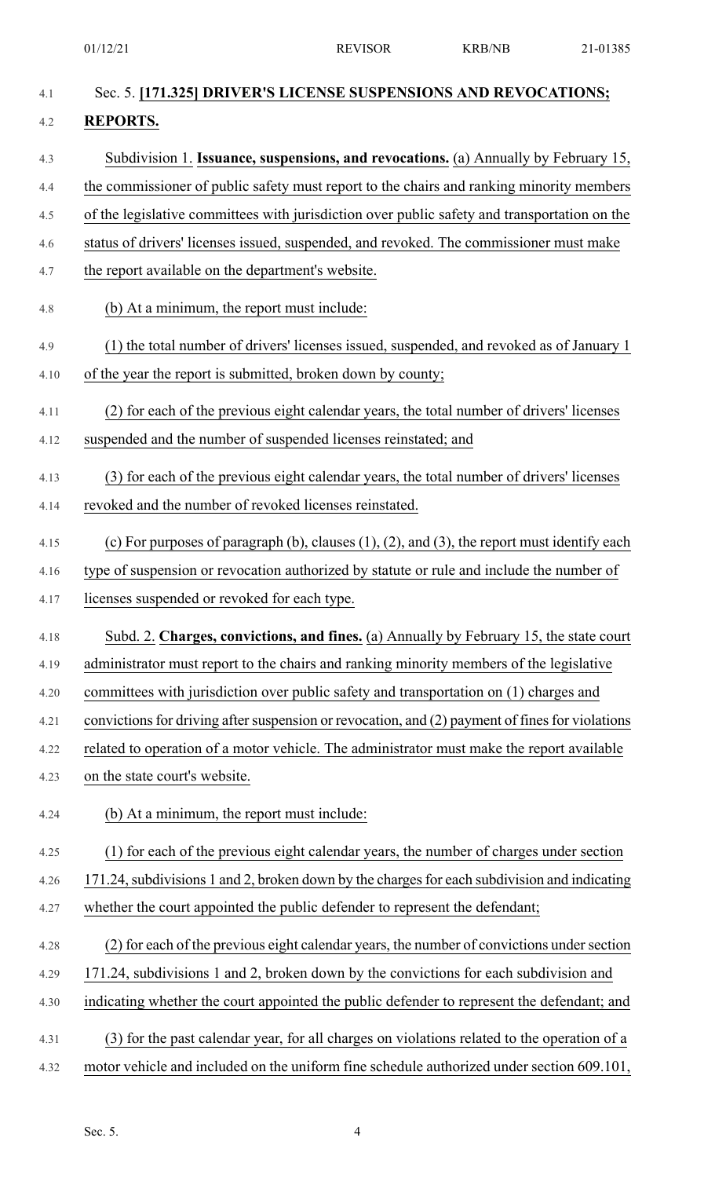Sec. 5. **[171.325] DRIVER'S LICENSE SUSPENSIONS AND REVOCATIONS; REPORTS.**

Subdivision 1. **Issuance, suspensions, and revocations.** (a) Annually by February 15, the commissioner of public safety must report to the chairs and ranking minority members of the legislative committees with jurisdiction over public safety and transportation on the status of drivers' licenses issued, suspended, and revoked. The commissioner must make the report available on the department's website.

(b) At a minimum, the report must include:

(1) the total number of drivers' licenses issued, suspended, and revoked as of January 1 of the year the report is submitted, broken down by county;

(2) for each of the previous eight calendar years, the total number of drivers' licenses suspended and the number of suspended licenses reinstated; and

(3) for each of the previous eight calendar years, the total number of drivers' licenses revoked and the number of revoked licenses reinstated.

(c) For purposes of paragraph (b), clauses (1), (2), and (3), the report must identify each type of suspension or revocation authorized by statute or rule and include the number of licenses suspended or revoked for each type.

Subd. 2. **Charges, convictions, and fines.** (a) Annually by February 15, the state court administrator must report to the chairs and ranking minority members of the legislative committees with jurisdiction over public safety and transportation on (1) charges and convictions for driving after suspension or revocation, and (2) payment of fines for violations related to operation of a motor vehicle. The administrator must make the report available on the state court's website.

(b) At a minimum, the report must include:

(1) for each of the previous eight calendar years, the number of charges under section 171.24, subdivisions 1 and 2, broken down by the charges for each subdivision and indicating whether the court appointed the public defender to represent the defendant;

(2) for each of the previous eight calendar years, the number of convictions under section 171.24, subdivisions 1 and 2, broken down by the convictions for each subdivision and indicating whether the court appointed the public defender to represent the defendant; and

(3) for the past calendar year, for all charges on violations related to the operation of a motor vehicle and included on the uniform fine schedule authorized under section 609.101,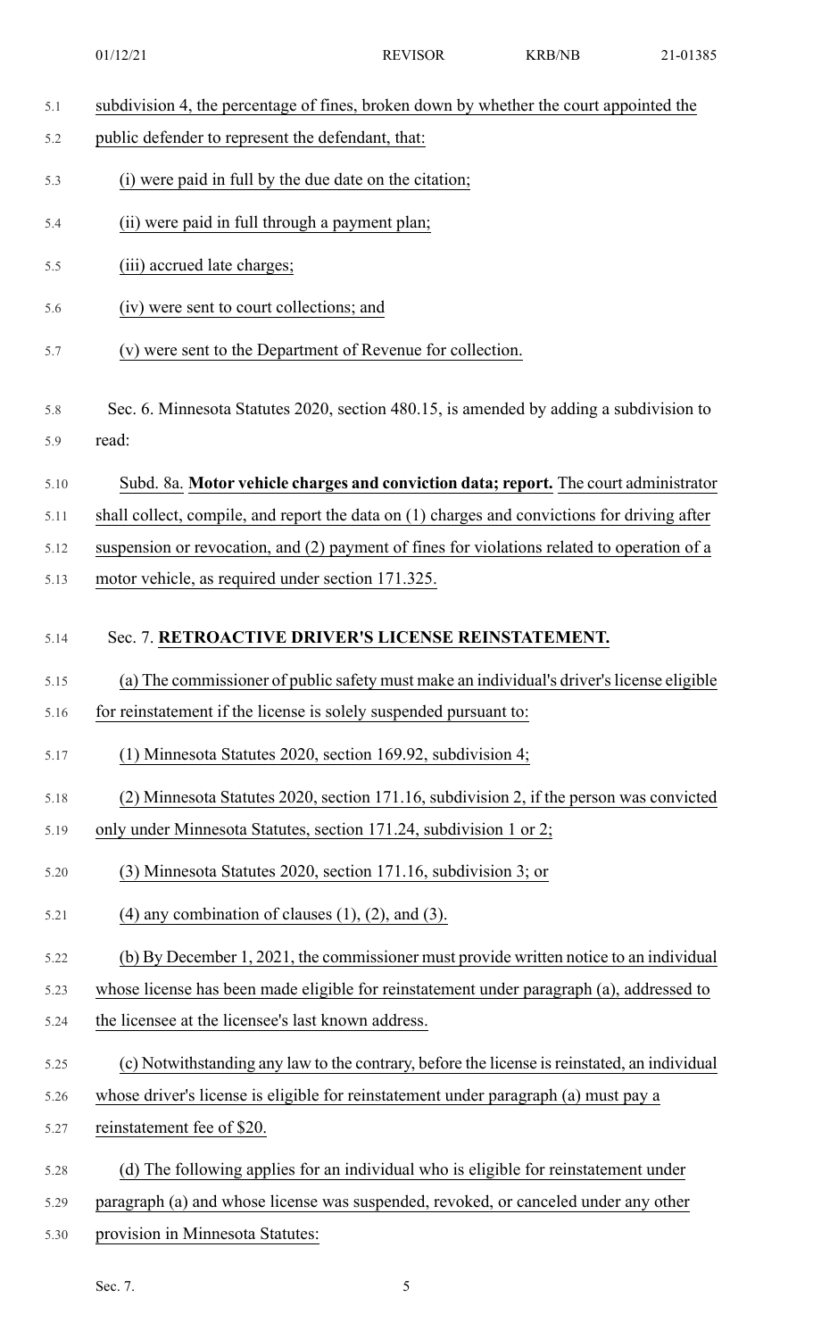subdivision 4, the percentage of fines, broken down by whether the court appointed the public defender to represent the defendant, that:

(i) were paid in full by the due date on the citation;

(ii) were paid in full through a payment plan;

(iii) accrued late charges;

(iv) were sent to court collections; and

(v) were sent to the Department of Revenue for collection.

Sec. 6. Minnesota Statutes 2020, section 480.15, is amended by adding a subdivision to read:

Subd. 8a. **Motor vehicle charges and conviction data; report.** The court administrator shall collect, compile, and report the data on (1) charges and convictions for driving after suspension or revocation, and (2) payment of fines for violations related to operation of a motor vehicle, as required under section 171.325.

Sec. 7. **RETROACTIVE DRIVER'S LICENSE REINSTATEMENT.**

(a) The commissioner of public safety must make an individual's driver's license eligible for reinstatement if the license is solely suspended pursuant to:

(1) Minnesota Statutes 2020, section 169.92, subdivision 4;

(2) Minnesota Statutes 2020, section 171.16, subdivision 2, if the person was convicted only under Minnesota Statutes, section 171.24, subdivision 1 or 2;

(3) Minnesota Statutes 2020, section 171.16, subdivision 3; or

(4) any combination of clauses (1), (2), and (3).

(b) By December 1, 2021, the commissioner must provide written notice to an individual whose license has been made eligible for reinstatement under paragraph (a), addressed to the licensee at the licensee's last known address.

(c) Notwithstanding any law to the contrary, before the license is reinstated, an individual whose driver's license is eligible for reinstatement under paragraph (a) must pay a reinstatement fee of $20.

(d) The following applies for an individual who is eligible for reinstatement under paragraph (a) and whose license was suspended, revoked, or canceled under any other provision in Minnesota Statutes: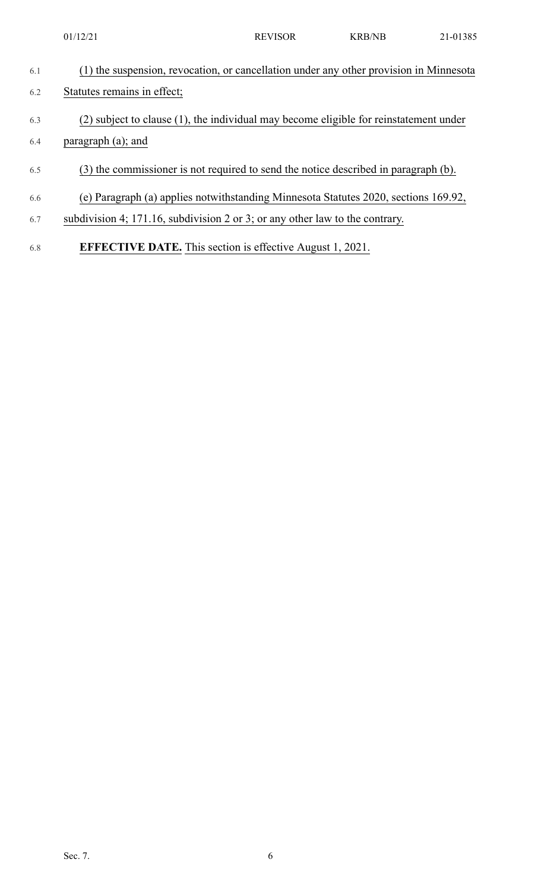(1) the suspension, revocation, or cancellation under any other provision in Minnesota Statutes remains in effect;

(2) subject to clause (1), the individual may become eligible for reinstatement under paragraph (a); and

(3) the commissioner is not required to send the notice described in paragraph (b).

(e) Paragraph (a) applies notwithstanding Minnesota Statutes 2020, sections 169.92, subdivision 4; 171.16, subdivision 2 or 3; or any other law to the contrary.

**EFFECTIVE DATE.** This section is effective August 1, 2021.